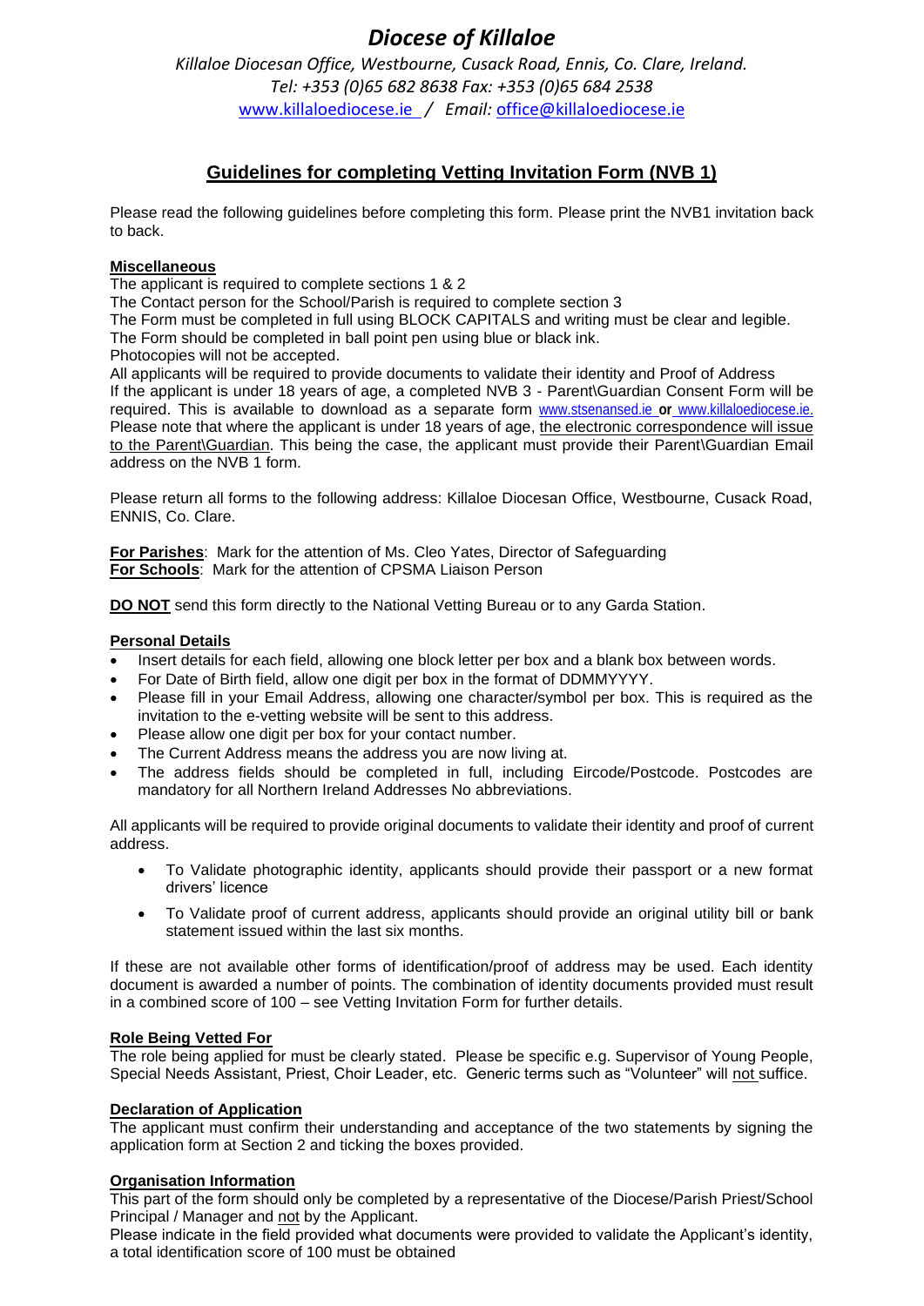# *Diocese of Killaloe*

*Killaloe Diocesan Office, Westbourne, Cusack Road, Ennis, Co. Clare, Ireland.*
*Tel: +353 (0)65 682 8638 Fax: +353 (0)65 684 2538*
www.killaloediocese.ie / *Email:* office@killaloediocese.ie

## Guidelines for completing Vetting Invitation Form (NVB 1)

Please read the following guidelines before completing this form. Please print the NVB1 invitation back to back.

### Miscellaneous

The applicant is required to complete sections 1 & 2
The Contact person for the School/Parish is required to complete section 3
The Form must be completed in full using BLOCK CAPITALS and writing must be clear and legible.
The Form should be completed in ball point pen using blue or black ink.
Photocopies will not be accepted.
All applicants will be required to provide documents to validate their identity and Proof of Address
If the applicant is under 18 years of age, a completed NVB 3 - Parent\Guardian Consent Form will be required. This is available to download as a separate form www.stsenansed.ie **or** www.killaloediocese.ie. Please note that where the applicant is under 18 years of age, the electronic correspondence will issue to the Parent\Guardian. This being the case, the applicant must provide their Parent\Guardian Email address on the NVB 1 form.

Please return all forms to the following address: Killaloe Diocesan Office, Westbourne, Cusack Road, ENNIS, Co. Clare.

**For Parishes**: Mark for the attention of Ms. Cleo Yates, Director of Safeguarding
**For Schools**: Mark for the attention of CPSMA Liaison Person

**DO NOT** send this form directly to the National Vetting Bureau or to any Garda Station.

### Personal Details

- Insert details for each field, allowing one block letter per box and a blank box between words.
- For Date of Birth field, allow one digit per box in the format of DDMMYYYY.
- Please fill in your Email Address, allowing one character/symbol per box. This is required as the invitation to the e-vetting website will be sent to this address.
- Please allow one digit per box for your contact number.
- The Current Address means the address you are now living at.
- The address fields should be completed in full, including Eircode/Postcode. Postcodes are mandatory for all Northern Ireland Addresses No abbreviations.

All applicants will be required to provide original documents to validate their identity and proof of current address.

- To Validate photographic identity, applicants should provide their passport or a new format drivers' licence
- To Validate proof of current address, applicants should provide an original utility bill or bank statement issued within the last six months.

If these are not available other forms of identification/proof of address may be used. Each identity document is awarded a number of points. The combination of identity documents provided must result in a combined score of 100 – see Vetting Invitation Form for further details.

### Role Being Vetted For

The role being applied for must be clearly stated. Please be specific e.g. Supervisor of Young People, Special Needs Assistant, Priest, Choir Leader, etc. Generic terms such as "Volunteer" will not suffice.

### Declaration of Application

The applicant must confirm their understanding and acceptance of the two statements by signing the application form at Section 2 and ticking the boxes provided.

### Organisation Information

This part of the form should only be completed by a representative of the Diocese/Parish Priest/School Principal / Manager and not by the Applicant.
Please indicate in the field provided what documents were provided to validate the Applicant's identity, a total identification score of 100 must be obtained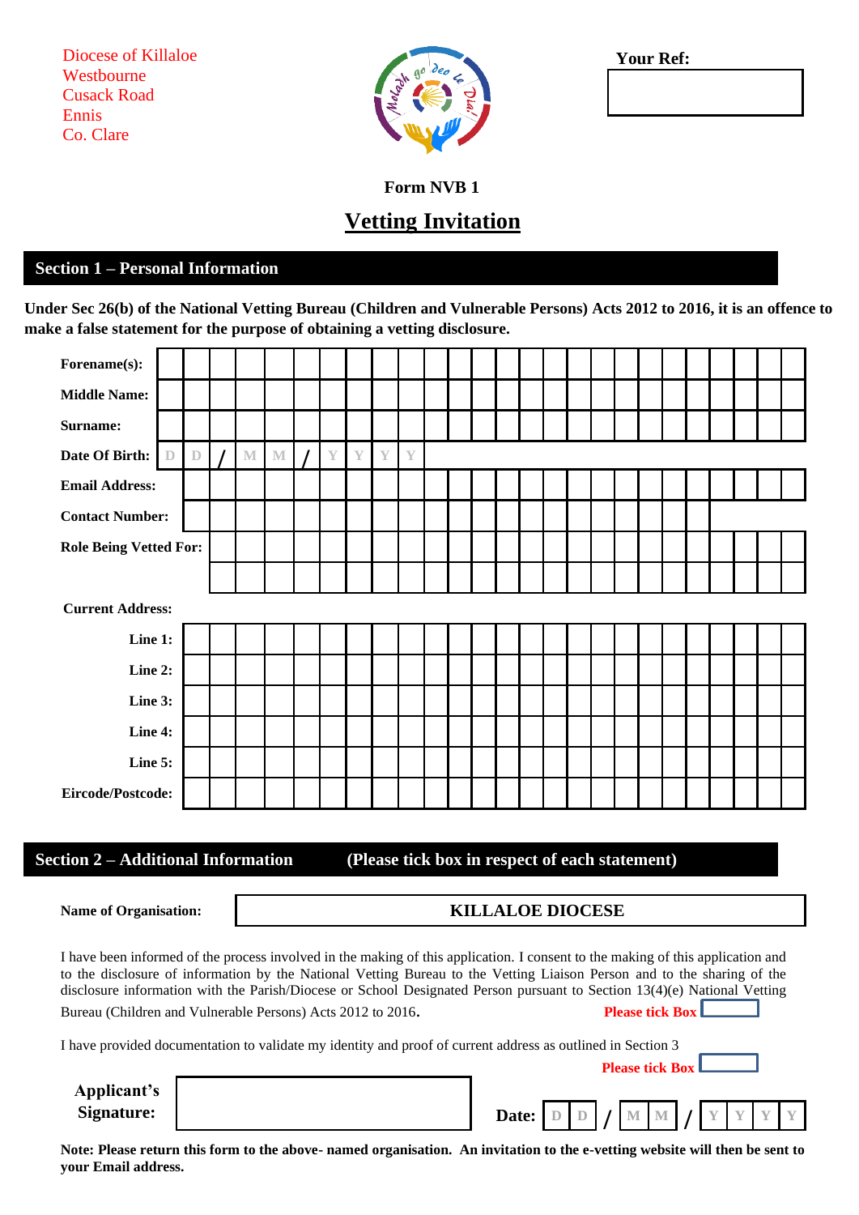Diocese of Killaloe
Westbourne
Cusack Road
Ennis
Co. Clare

**Your Ref:**

**Form NVB 1**

# Vetting Invitation

## Section 1 – Personal Information

**Under Sec 26(b) of the National Vetting Bureau (Children and Vulnerable Persons) Acts 2012 to 2016, it is an offence to make a false statement for the purpose of obtaining a vetting disclosure.**

**Forename(s):**

**Middle Name:**

**Surname:**

**Date Of Birth:** D D / M M / Y Y Y Y

**Email Address:**

**Contact Number:**

**Role Being Vetted For:**

**Current Address:**

**Line 1:**

**Line 2:**

**Line 3:**

**Line 4:**

**Line 5:**

**Eircode/Postcode:**

## Section 2 – Additional Information (Please tick box in respect of each statement)

**Name of Organisation:** **KILLALOE DIOCESE**

I have been informed of the process involved in the making of this application. I consent to the making of this application and to the disclosure of information by the National Vetting Bureau to the Vetting Liaison Person and to the sharing of the disclosure information with the Parish/Diocese or School Designated Person pursuant to Section 13(4)(e) National Vetting Bureau (Children and Vulnerable Persons) Acts 2012 to 2016. **Please tick Box** ☐

I have provided documentation to validate my identity and proof of current address as outlined in Section 3

**Please tick Box** ☐

**Applicant's Signature:**

**Date:** D D / M M / Y Y Y Y

**Note: Please return this form to the above- named organisation. An invitation to the e-vetting website will then be sent to your Email address.**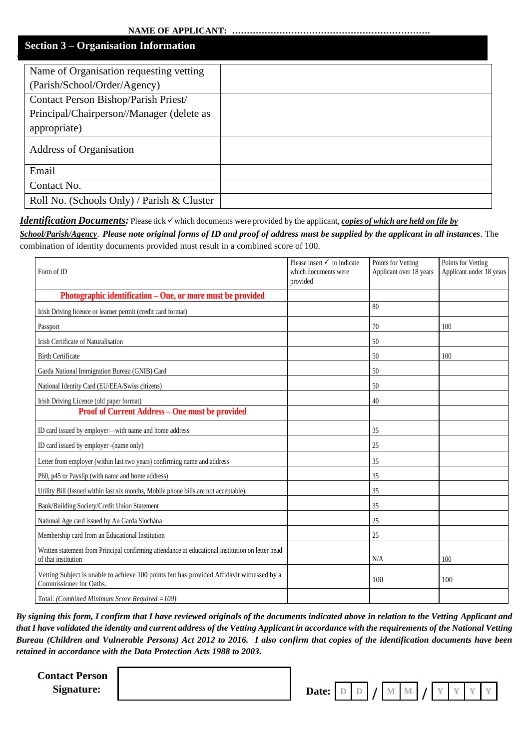**NAME OF APPLICANT: …………………………………………………………..**

## Section 3 – Organisation Information

| | |
|---|---|
| Name of Organisation requesting vetting (Parish/School/Order/Agency) | |
| Contact Person Bishop/Parish Priest/ Principal/Chairperson//Manager (delete as appropriate) | |
| Address of Organisation | |
| Email | |
| Contact No. | |
| Roll No. (Schools Only) / Parish & Cluster | |

***Identification Documents:*** Please tick ✓ which documents were provided by the applicant, ***copies of which are held on file by School/Parish/Agency***. ***Please note original forms of ID and proof of address must be supplied by the applicant in all instances***. The combination of identity documents provided must result in a combined score of 100.

| Form of ID | Please insert ✓ to indicate which documents were provided | Points for Vetting Applicant over 18 years | Points for Vetting Applicant under 18 years |
|---|---|---|---|
| **Photographic identification – One, or more must be provided** | | | |
| Irish Driving licence or learner permit (credit card format) | | 80 | |
| Passport | | 70 | 100 |
| Irish Certificate of Naturalisation | | 50 | |
| Birth Certificate | | 50 | 100 |
| Garda National Immigration Bureau (GNIB) Card | | 50 | |
| National Identity Card (EU/EEA/Swiss citizens) | | 50 | |
| Irish Driving Licence (old paper format) | | 40 | |
| **Proof of Current Address – One must be provided** | | | |
| ID card issued by employer—with name and home address | | 35 | |
| ID card issued by employer -(name only) | | 25 | |
| Letter from employer (within last two years) confirming name and address | | 35 | |
| P60, p45 or Payslip (with name and home address) | | 35 | |
| Utility Bill (Issued within last six months, Mobile phone bills are not acceptable). | | 35 | |
| Bank/Building Society/Credit Union Statement | | 35 | |
| National Age card issued by An Garda Síochána | | 25 | |
| Membership card from an Educational Institution | | 25 | |
| Written statement from Principal confirming attendance at educational institution on letter head of that institution | | N/A | 100 |
| Vetting Subject is unable to achieve 100 points but has provided Affidavit witnessed by a Commissioner for Oaths. | | 100 | 100 |
| Total: *(Combined Minimum Score Required =100)* | | | |

***By signing this form, I confirm that I have reviewed originals of the documents indicated above in relation to the Vetting Applicant and that I have validated the identity and current address of the Vetting Applicant in accordance with the requirements of the National Vetting Bureau (Children and Vulnerable Persons) Act 2012 to 2016. I also confirm that copies of the identification documents have been retained in accordance with the Data Protection Acts 1988 to 2003.***

**Contact Person Signature:** ____________________

**Date:** D D / M M / Y Y Y Y